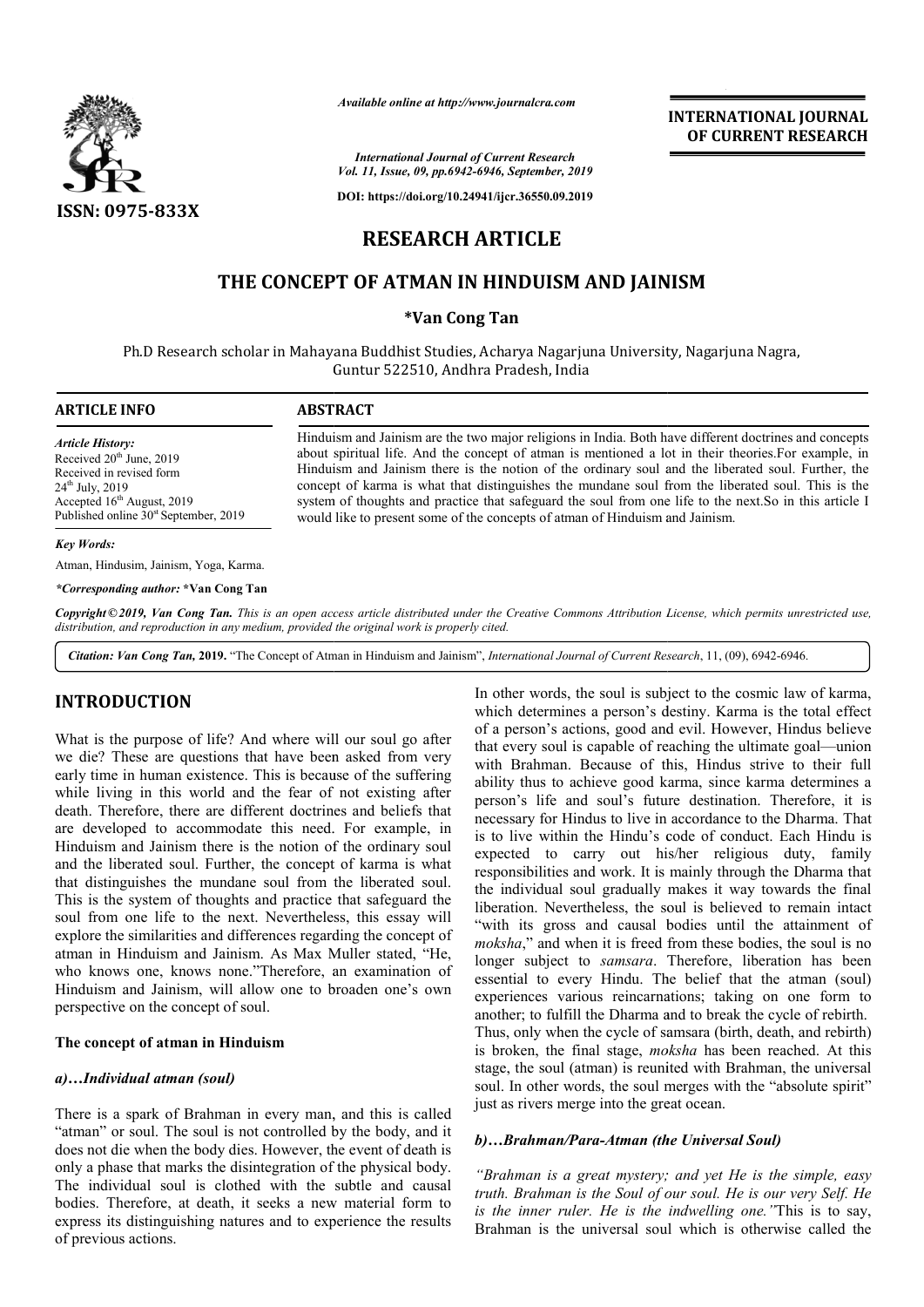*Available online at http://www.journalcra.com*

*International Journal of Current Research*
*Vol. 11, Issue, 09, pp.6942-6946, September, 2019*

**DOI: https://doi.org/10.24941/ijcr.36550.09.2019**

**INTERNATIONAL JOURNAL OF CURRENT RESEARCH**

**ISSN: 0975-833X**

# RESEARCH ARTICLE

# THE CONCEPT OF ATMAN IN HINDUISM AND JAINISM

**\*Van Cong Tan**

Ph.D Research scholar in Mahayana Buddhist Studies, Acharya Nagarjuna University, Nagarjuna Nagra, Guntur 522510, Andhra Pradesh, India

**ARTICLE INFO**

*Article History:*
Received 20th June, 2019
Received in revised form 24th July, 2019
Accepted 16th August, 2019
Published online 30st September, 2019

*Key Words:*
Atman, Hindusim, Jainism, Yoga, Karma.

*\*Corresponding author:* **\*Van Cong Tan**

**ABSTRACT**

Hinduism and Jainism are the two major religions in India. Both have different doctrines and concepts about spiritual life. And the concept of atman is mentioned a lot in their theories.For example, in Hinduism and Jainism there is the notion of the ordinary soul and the liberated soul. Further, the concept of karma is what that distinguishes the mundane soul from the liberated soul. This is the system of thoughts and practice that safeguard the soul from one life to the next.So in this article I would like to present some of the concepts of atman of Hinduism and Jainism.

*Copyright © 2019, Van Cong Tan. This is an open access article distributed under the Creative Commons Attribution License, which permits unrestricted use, distribution, and reproduction in any medium, provided the original work is properly cited.*

**Citation:** *Van Cong Tan,* **2019.** "The Concept of Atman in Hinduism and Jainism", *International Journal of Current Research*, 11, (09), 6942-6946.

## INTRODUCTION

What is the purpose of life? And where will our soul go after we die? These are questions that have been asked from very early time in human existence. This is because of the suffering while living in this world and the fear of not existing after death. Therefore, there are different doctrines and beliefs that are developed to accommodate this need. For example, in Hinduism and Jainism there is the notion of the ordinary soul and the liberated soul. Further, the concept of karma is what that distinguishes the mundane soul from the liberated soul. This is the system of thoughts and practice that safeguard the soul from one life to the next. Nevertheless, this essay will explore the similarities and differences regarding the concept of atman in Hinduism and Jainism. As Max Muller stated, "He, who knows one, knows none."Therefore, an examination of Hinduism and Jainism, will allow one to broaden one's own perspective on the concept of soul.

### The concept of atman in Hinduism

#### *a)…Individual atman (soul)*

There is a spark of Brahman in every man, and this is called "atman" or soul. The soul is not controlled by the body, and it does not die when the body dies. However, the event of death is only a phase that marks the disintegration of the physical body. The individual soul is clothed with the subtle and causal bodies. Therefore, at death, it seeks a new material form to express its distinguishing natures and to experience the results of previous actions.

In other words, the soul is subject to the cosmic law of karma, which determines a person's destiny. Karma is the total effect of a person's actions, good and evil. However, Hindus believe that every soul is capable of reaching the ultimate goal—union with Brahman. Because of this, Hindus strive to their full ability thus to achieve good karma, since karma determines a person's life and soul's future destination. Therefore, it is necessary for Hindus to live in accordance to the Dharma. That is to live within the Hindu's code of conduct. Each Hindu is expected to carry out his/her religious duty, family responsibilities and work. It is mainly through the Dharma that the individual soul gradually makes it way towards the final liberation. Nevertheless, the soul is believed to remain intact "with its gross and causal bodies until the attainment of *moksha*," and when it is freed from these bodies, the soul is no longer subject to *samsara*. Therefore, liberation has been essential to every Hindu. The belief that the atman (soul) experiences various reincarnations; taking on one form to another; to fulfill the Dharma and to break the cycle of rebirth. Thus, only when the cycle of samsara (birth, death, and rebirth) is broken, the final stage, *moksha* has been reached. At this stage, the soul (atman) is reunited with Brahman, the universal soul. In other words, the soul merges with the "absolute spirit" just as rivers merge into the great ocean.

#### *b)…Brahman/Para-Atman (the Universal Soul)*

*"Brahman is a great mystery; and yet He is the simple, easy truth. Brahman is the Soul of our soul. He is our very Self. He is the inner ruler. He is the indwelling one."*This is to say, Brahman is the universal soul which is otherwise called the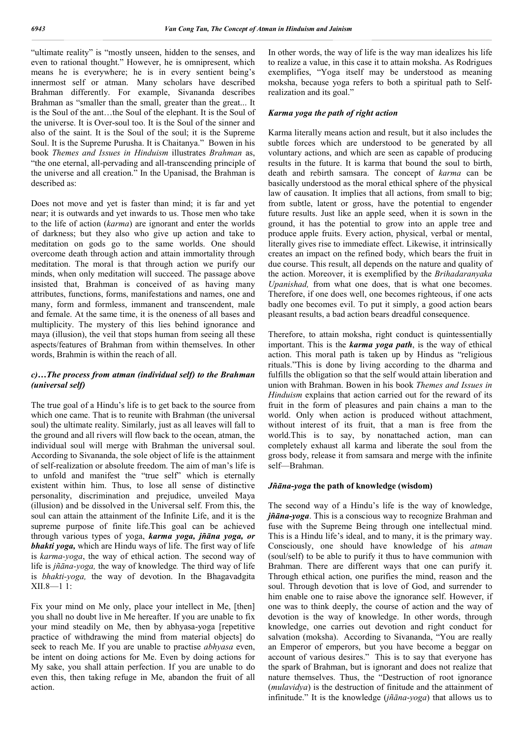"ultimate reality" is "mostly unseen, hidden to the senses, and even to rational thought." However, he is omnipresent, which means he is everywhere; he is in every sentient being's innermost self or atman. Many scholars have described Brahman differently. For example, Sivananda describes Brahman as "smaller than the small, greater than the great... It is the Soul of the ant…the Soul of the elephant. It is the Soul of the universe. It is Over-soul too. It is the Soul of the sinner and also of the saint. It is the Soul of the soul; it is the Supreme Soul. It is the Supreme Purusha. It is Chaitanya." Bowen in his book *Themes and Issues in Hinduism* illustrates *Brahman* as, "the one eternal, all-pervading and all-transcending principle of the universe and all creation." In the Upanisad, the Brahman is described as:

Does not move and yet is faster than mind; it is far and yet near; it is outwards and yet inwards to us. Those men who take to the life of action (*karma*) are ignorant and enter the worlds of darkness; but they also who give up action and take to meditation on gods go to the same worlds. One should overcome death through action and attain immortality through meditation. The moral is that through action we purify our minds, when only meditation will succeed. The passage above insisted that, Brahman is conceived of as having many attributes, functions, forms, manifestations and names, one and many, form and formless, immanent and transcendent, male and female. At the same time, it is the oneness of all bases and multiplicity. The mystery of this lies behind ignorance and maya (illusion), the veil that stops human from seeing all these aspects/features of Brahman from within themselves. In other words, Brahmin is within the reach of all.

### *c)…The process from atman (individual self) to the Brahman (universal self)*

The true goal of a Hindu's life is to get back to the source from which one came. That is to reunite with Brahman (the universal soul) the ultimate reality. Similarly, just as all leaves will fall to the ground and all rivers will flow back to the ocean, atman, the individual soul will merge with Brahman the universal soul. According to Sivananda, the sole object of life is the attainment of self-realization or absolute freedom. The aim of man's life is to unfold and manifest the "true self" which is eternally existent within him. Thus, to lose all sense of distinctive personality, discrimination and prejudice, unveiled Maya (illusion) and be dissolved in the Universal self. From this, the soul can attain the attainment of the Infinite Life, and it is the supreme purpose of finite life.This goal can be achieved through various types of yoga, ***karma yoga, jñāna yoga, or bhakti yoga,*** which are Hindu ways of life. The first way of life is *karma-yoga*, the way of ethical action. The second way of life is *jñāna-yoga,* the way of knowledge*.* The third way of life is *bhakti-yoga,* the way of devotion. In the Bhagavadgita XII.8—1 1:

Fix your mind on Me only, place your intellect in Me, [then] you shall no doubt live in Me hereafter. If you are unable to fix your mind steadily on Me, then by abhyasa-yoga [repetitive practice of withdrawing the mind from material objects] do seek to reach Me. If you are unable to practise *abhyasa* even, be intent on doing actions for Me. Even by doing actions for My sake, you shall attain perfection. If you are unable to do even this, then taking refuge in Me, abandon the fruit of all action.

In other words, the way of life is the way man idealizes his life to realize a value, in this case it to attain moksha. As Rodrigues exemplifies, "Yoga itself may be understood as meaning moksha, because yoga refers to both a spiritual path to Self-realization and its goal."

### *Karma yoga the path of right action*

Karma literally means action and result, but it also includes the subtle forces which are understood to be generated by all voluntary actions, and which are seen as capable of producing results in the future. It is karma that bound the soul to birth, death and rebirth samsara. The concept of *karma* can be basically understood as the moral ethical sphere of the physical law of causation. It implies that all actions, from small to big; from subtle, latent or gross, have the potential to engender future results. Just like an apple seed, when it is sown in the ground, it has the potential to grow into an apple tree and produce apple fruits. Every action, physical, verbal or mental, literally gives rise to immediate effect. Likewise, it intrinsically creates an impact on the refined body, which bears the fruit in due course. This result, all depends on the nature and quality of the action. Moreover, it is exemplified by the *Brihadaranyaka Upanishad,* from what one does, that is what one becomes. Therefore, if one does well, one becomes righteous, if one acts badly one becomes evil. To put it simply, a good action bears pleasant results, a bad action bears dreadful consequence.

Therefore, to attain moksha, right conduct is quintessentially important. This is the ***karma yoga path***, is the way of ethical action. This moral path is taken up by Hindus as "religious rituals."This is done by living according to the dharma and fulfills the obligation so that the self would attain liberation and union with Brahman. Bowen in his book *Themes and Issues in Hinduism* explains that action carried out for the reward of its fruit in the form of pleasures and pain chains a man to the world. Only when action is produced without attachment, without interest of its fruit, that a man is free from the world.This is to say, by nonattached action, man can completely exhaust all karma and liberate the soul from the gross body, release it from samsara and merge with the infinite self—Brahman.

### ***Jñāna-yoga*** **the path of knowledge (wisdom)**

The second way of a Hindu's life is the way of knowledge, ***jñāna-yoga***. This is a conscious way to recognize Brahman and fuse with the Supreme Being through one intellectual mind. This is a Hindu life's ideal, and to many, it is the primary way. Consciously, one should have knowledge of his *atman* (soul/self) to be able to purify it thus to have communion with Brahman. There are different ways that one can purify it. Through ethical action, one purifies the mind, reason and the soul. Through devotion that is love of God, and surrender to him enable one to raise above the ignorance self. However, if one was to think deeply, the course of action and the way of devotion is the way of knowledge. In other words, through knowledge, one carries out devotion and right conduct for salvation (moksha). According to Sivananda, "You are really an Emperor of emperors, but you have become a beggar on account of various desires." This is to say that everyone has the spark of Brahman, but is ignorant and does not realize that nature themselves. Thus, the "Destruction of root ignorance (*mulavidya*) is the destruction of finitude and the attainment of infinitude." It is the knowledge (*jñāna-yoga*) that allows us to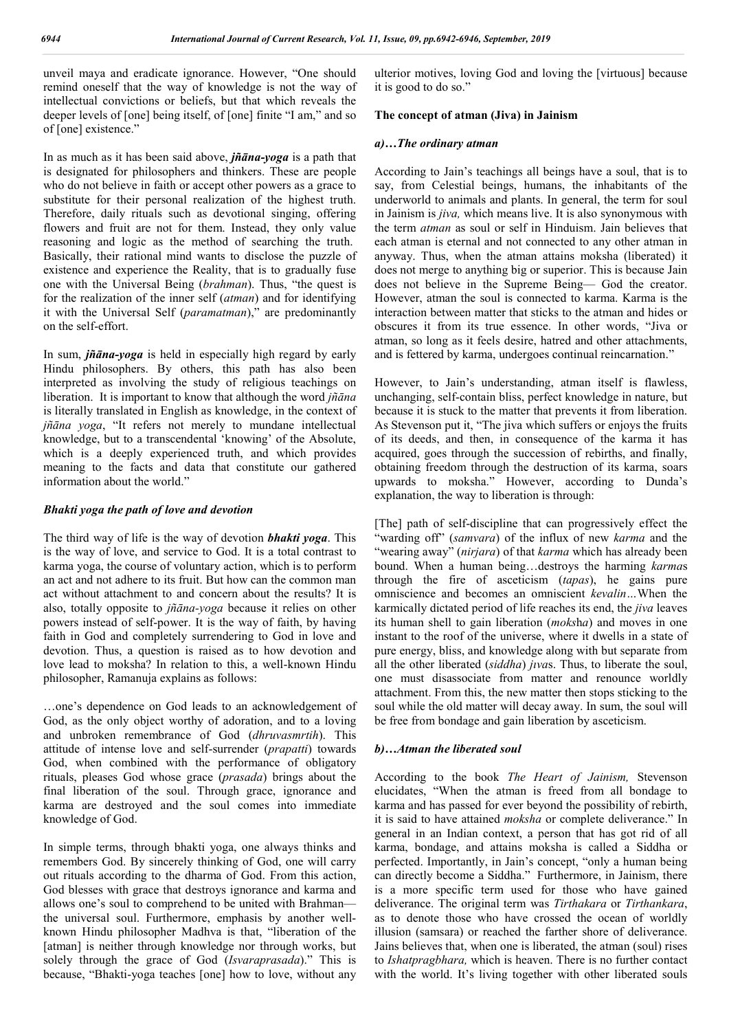unveil maya and eradicate ignorance. However, "One should remind oneself that the way of knowledge is not the way of intellectual convictions or beliefs, but that which reveals the deeper levels of [one] being itself, of [one] finite "I am," and so of [one] existence."

In as much as it has been said above, ***jñāna-yoga*** is a path that is designated for philosophers and thinkers. These are people who do not believe in faith or accept other powers as a grace to substitute for their personal realization of the highest truth. Therefore, daily rituals such as devotional singing, offering flowers and fruit are not for them. Instead, they only value reasoning and logic as the method of searching the truth. Basically, their rational mind wants to disclose the puzzle of existence and experience the Reality, that is to gradually fuse one with the Universal Being (*brahman*). Thus, "the quest is for the realization of the inner self (*atman*) and for identifying it with the Universal Self (*paramatman*)," are predominantly on the self-effort.

In sum, ***jñāna-yoga*** is held in especially high regard by early Hindu philosophers. By others, this path has also been interpreted as involving the study of religious teachings on liberation. It is important to know that although the word *jñāna* is literally translated in English as knowledge, in the context of *jñāna yoga*, "It refers not merely to mundane intellectual knowledge, but to a transcendental 'knowing' of the Absolute, which is a deeply experienced truth, and which provides meaning to the facts and data that constitute our gathered information about the world."

### *Bhakti yoga the path of love and devotion*

The third way of life is the way of devotion ***bhakti yoga***. This is the way of love, and service to God. It is a total contrast to karma yoga, the course of voluntary action, which is to perform an act and not adhere to its fruit. But how can the common man act without attachment to and concern about the results? It is also, totally opposite to *jñāna-yoga* because it relies on other powers instead of self-power. It is the way of faith, by having faith in God and completely surrendering to God in love and devotion. Thus, a question is raised as to how devotion and love lead to moksha? In relation to this, a well-known Hindu philosopher, Ramanuja explains as follows:

…one's dependence on God leads to an acknowledgement of God, as the only object worthy of adoration, and to a loving and unbroken remembrance of God (*dhruvasmrtih*). This attitude of intense love and self-surrender (*prapatti*) towards God, when combined with the performance of obligatory rituals, pleases God whose grace (*prasada*) brings about the final liberation of the soul. Through grace, ignorance and karma are destroyed and the soul comes into immediate knowledge of God.

In simple terms, through bhakti yoga, one always thinks and remembers God. By sincerely thinking of God, one will carry out rituals according to the dharma of God. From this action, God blesses with grace that destroys ignorance and karma and allows one's soul to comprehend to be united with Brahman— the universal soul. Furthermore, emphasis by another well-known Hindu philosopher Madhva is that, "liberation of the [atman] is neither through knowledge nor through works, but solely through the grace of God (*Isvaraprasada*)." This is because, "Bhakti-yoga teaches [one] how to love, without any ulterior motives, loving God and loving the [virtuous] because it is good to do so."

### The concept of atman (Jiva) in Jainism

#### *a)…The ordinary atman*

According to Jain's teachings all beings have a soul, that is to say, from Celestial beings, humans, the inhabitants of the underworld to animals and plants. In general, the term for soul in Jainism is *jiva,* which means live. It is also synonymous with the term *atman* as soul or self in Hinduism. Jain believes that each atman is eternal and not connected to any other atman in anyway. Thus, when the atman attains moksha (liberated) it does not merge to anything big or superior. This is because Jain does not believe in the Supreme Being— God the creator. However, atman the soul is connected to karma. Karma is the interaction between matter that sticks to the atman and hides or obscures it from its true essence. In other words, "Jiva or atman, so long as it feels desire, hatred and other attachments, and is fettered by karma, undergoes continual reincarnation."

However, to Jain's understanding, atman itself is flawless, unchanging, self-contain bliss, perfect knowledge in nature, but because it is stuck to the matter that prevents it from liberation. As Stevenson put it, "The jiva which suffers or enjoys the fruits of its deeds, and then, in consequence of the karma it has acquired, goes through the succession of rebirths, and finally, obtaining freedom through the destruction of its karma, soars upwards to moksha." However, according to Dunda's explanation, the way to liberation is through:

[The] path of self-discipline that can progressively effect the "warding off" (*samvara*) of the influx of new *karma* and the "wearing away" (*nirjara*) of that *karma* which has already been bound. When a human being…destroys the harming *karma*s through the fire of asceticism (*tapas*), he gains pure omniscience and becomes an omniscient *kevalin*…When the karmically dictated period of life reaches its end, the *jiva* leaves its human shell to gain liberation (*moksha*) and moves in one instant to the roof of the universe, where it dwells in a state of pure energy, bliss, and knowledge along with but separate from all the other liberated (*siddha*) *jiva*s. Thus, to liberate the soul, one must disassociate from matter and renounce worldly attachment. From this, the new matter then stops sticking to the soul while the old matter will decay away. In sum, the soul will be free from bondage and gain liberation by asceticism.

#### *b)…Atman the liberated soul*

According to the book *The Heart of Jainism,* Stevenson elucidates, "When the atman is freed from all bondage to karma and has passed for ever beyond the possibility of rebirth, it is said to have attained *moksha* or complete deliverance." In general in an Indian context, a person that has got rid of all karma, bondage, and attains moksha is called a Siddha or perfected. Importantly, in Jain's concept, "only a human being can directly become a Siddha." Furthermore, in Jainism, there is a more specific term used for those who have gained deliverance. The original term was *Tirthakara* or *Tirthankara*, as to denote those who have crossed the ocean of worldly illusion (samsara) or reached the farther shore of deliverance. Jains believes that, when one is liberated, the atman (soul) rises to *Ishatpragbhara,* which is heaven. There is no further contact with the world. It's living together with other liberated souls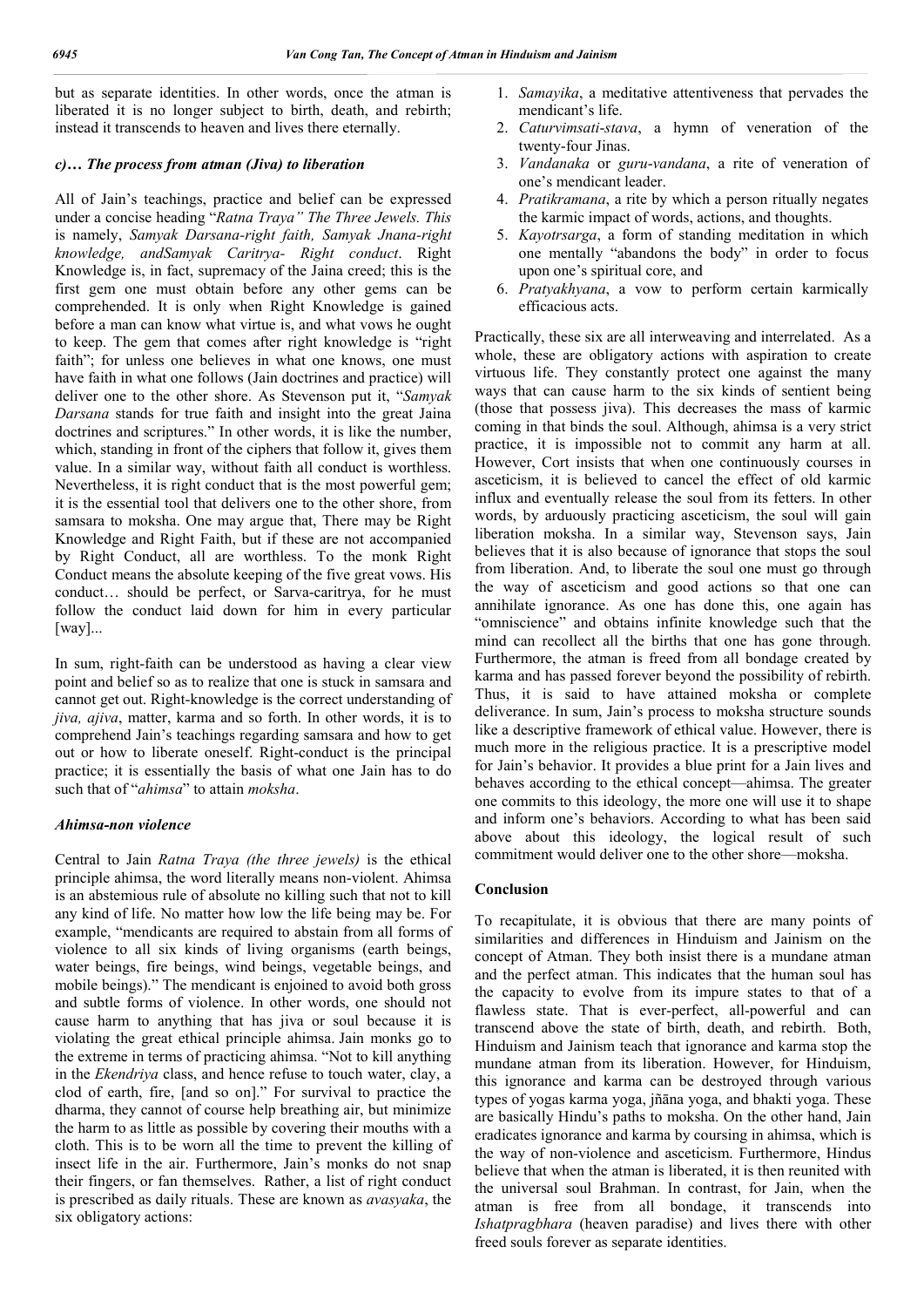but as separate identities. In other words, once the atman is liberated it is no longer subject to birth, death, and rebirth; instead it transcends to heaven and lives there eternally.

### *c)… The process from atman (Jiva) to liberation*

All of Jain's teachings, practice and belief can be expressed under a concise heading "*Ratna Traya" The Three Jewels. This* is namely, *Samyak Darsana-right faith, Samyak Jnana-right knowledge, andSamyak Caritrya- Right conduct*. Right Knowledge is, in fact, supremacy of the Jaina creed; this is the first gem one must obtain before any other gems can be comprehended. It is only when Right Knowledge is gained before a man can know what virtue is, and what vows he ought to keep. The gem that comes after right knowledge is "right faith"; for unless one believes in what one knows, one must have faith in what one follows (Jain doctrines and practice) will deliver one to the other shore. As Stevenson put it, "*Samyak Darsana* stands for true faith and insight into the great Jaina doctrines and scriptures." In other words, it is like the number, which, standing in front of the ciphers that follow it, gives them value. In a similar way, without faith all conduct is worthless. Nevertheless, it is right conduct that is the most powerful gem; it is the essential tool that delivers one to the other shore, from samsara to moksha. One may argue that, There may be Right Knowledge and Right Faith, but if these are not accompanied by Right Conduct, all are worthless. To the monk Right Conduct means the absolute keeping of the five great vows. His conduct… should be perfect, or Sarva-caritrya, for he must follow the conduct laid down for him in every particular [way]...

In sum, right-faith can be understood as having a clear view point and belief so as to realize that one is stuck in samsara and cannot get out. Right-knowledge is the correct understanding of *jiva, ajiva*, matter, karma and so forth. In other words, it is to comprehend Jain's teachings regarding samsara and how to get out or how to liberate oneself. Right-conduct is the principal practice; it is essentially the basis of what one Jain has to do such that of "*ahimsa*" to attain *moksha*.

### *Ahimsa-non violence*

Central to Jain *Ratna Traya (the three jewels)* is the ethical principle ahimsa, the word literally means non-violent. Ahimsa is an abstemious rule of absolute no killing such that not to kill any kind of life. No matter how low the life being may be. For example, "mendicants are required to abstain from all forms of violence to all six kinds of living organisms (earth beings, water beings, fire beings, wind beings, vegetable beings, and mobile beings)." The mendicant is enjoined to avoid both gross and subtle forms of violence. In other words, one should not cause harm to anything that has jiva or soul because it is violating the great ethical principle ahimsa. Jain monks go to the extreme in terms of practicing ahimsa. "Not to kill anything in the *Ekendriya* class, and hence refuse to touch water, clay, a clod of earth, fire, [and so on]." For survival to practice the dharma, they cannot of course help breathing air, but minimize the harm to as little as possible by covering their mouths with a cloth. This is to be worn all the time to prevent the killing of insect life in the air. Furthermore, Jain's monks do not snap their fingers, or fan themselves. Rather, a list of right conduct is prescribed as daily rituals. These are known as *avasyaka*, the six obligatory actions:

1. *Samayika*, a meditative attentiveness that pervades the mendicant's life.
2. *Caturvimsati-stava*, a hymn of veneration of the twenty-four Jinas.
3. *Vandanaka* or *guru-vandana*, a rite of veneration of one's mendicant leader.
4. *Pratikramana*, a rite by which a person ritually negates the karmic impact of words, actions, and thoughts.
5. *Kayotrsarga*, a form of standing meditation in which one mentally "abandons the body" in order to focus upon one's spiritual core, and
6. *Pratyakhyana*, a vow to perform certain karmically efficacious acts.

Practically, these six are all interweaving and interrelated. As a whole, these are obligatory actions with aspiration to create virtuous life. They constantly protect one against the many ways that can cause harm to the six kinds of sentient being (those that possess jiva). This decreases the mass of karmic coming in that binds the soul. Although, ahimsa is a very strict practice, it is impossible not to commit any harm at all. However, Cort insists that when one continuously courses in asceticism, it is believed to cancel the effect of old karmic influx and eventually release the soul from its fetters. In other words, by arduously practicing asceticism, the soul will gain liberation moksha. In a similar way, Stevenson says, Jain believes that it is also because of ignorance that stops the soul from liberation. And, to liberate the soul one must go through the way of asceticism and good actions so that one can annihilate ignorance. As one has done this, one again has "omniscience" and obtains infinite knowledge such that the mind can recollect all the births that one has gone through. Furthermore, the atman is freed from all bondage created by karma and has passed forever beyond the possibility of rebirth. Thus, it is said to have attained moksha or complete deliverance. In sum, Jain's process to moksha structure sounds like a descriptive framework of ethical value. However, there is much more in the religious practice. It is a prescriptive model for Jain's behavior. It provides a blue print for a Jain lives and behaves according to the ethical concept—ahimsa. The greater one commits to this ideology, the more one will use it to shape and inform one's behaviors. According to what has been said above about this ideology, the logical result of such commitment would deliver one to the other shore—moksha.

## Conclusion

To recapitulate, it is obvious that there are many points of similarities and differences in Hinduism and Jainism on the concept of Atman. They both insist there is a mundane atman and the perfect atman. This indicates that the human soul has the capacity to evolve from its impure states to that of a flawless state. That is ever-perfect, all-powerful and can transcend above the state of birth, death, and rebirth. Both, Hinduism and Jainism teach that ignorance and karma stop the mundane atman from its liberation. However, for Hinduism, this ignorance and karma can be destroyed through various types of yogas karma yoga, jñāna yoga, and bhakti yoga. These are basically Hindu's paths to moksha. On the other hand, Jain eradicates ignorance and karma by coursing in ahimsa, which is the way of non-violence and asceticism. Furthermore, Hindus believe that when the atman is liberated, it is then reunited with the universal soul Brahman. In contrast, for Jain, when the atman is free from all bondage, it transcends into *Ishatpragbhara* (heaven paradise) and lives there with other freed souls forever as separate identities.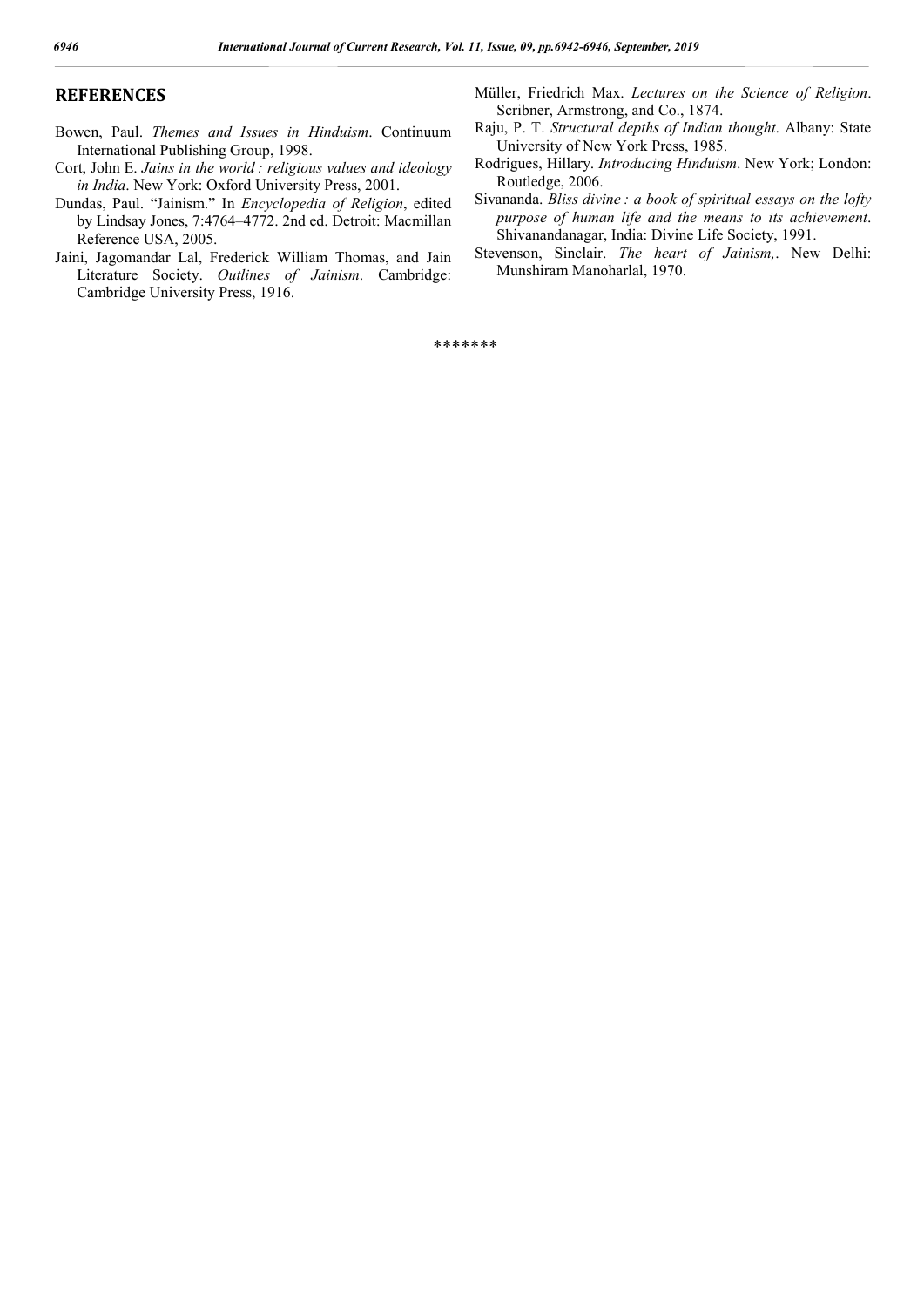## REFERENCES

Bowen, Paul. *Themes and Issues in Hinduism*. Continuum International Publishing Group, 1998.

Cort, John E. *Jains in the world : religious values and ideology in India*. New York: Oxford University Press, 2001.

Dundas, Paul. "Jainism." In *Encyclopedia of Religion*, edited by Lindsay Jones, 7:4764–4772. 2nd ed. Detroit: Macmillan Reference USA, 2005.

Jaini, Jagomandar Lal, Frederick William Thomas, and Jain Literature Society. *Outlines of Jainism*. Cambridge: Cambridge University Press, 1916.

Müller, Friedrich Max. *Lectures on the Science of Religion*. Scribner, Armstrong, and Co., 1874.

Raju, P. T. *Structural depths of Indian thought*. Albany: State University of New York Press, 1985.

Rodrigues, Hillary. *Introducing Hinduism*. New York; London: Routledge, 2006.

Sivananda. *Bliss divine : a book of spiritual essays on the lofty purpose of human life and the means to its achievement*. Shivanandanagar, India: Divine Life Society, 1991.

Stevenson, Sinclair. *The heart of Jainism,*. New Delhi: Munshiram Manoharlal, 1970.

*******